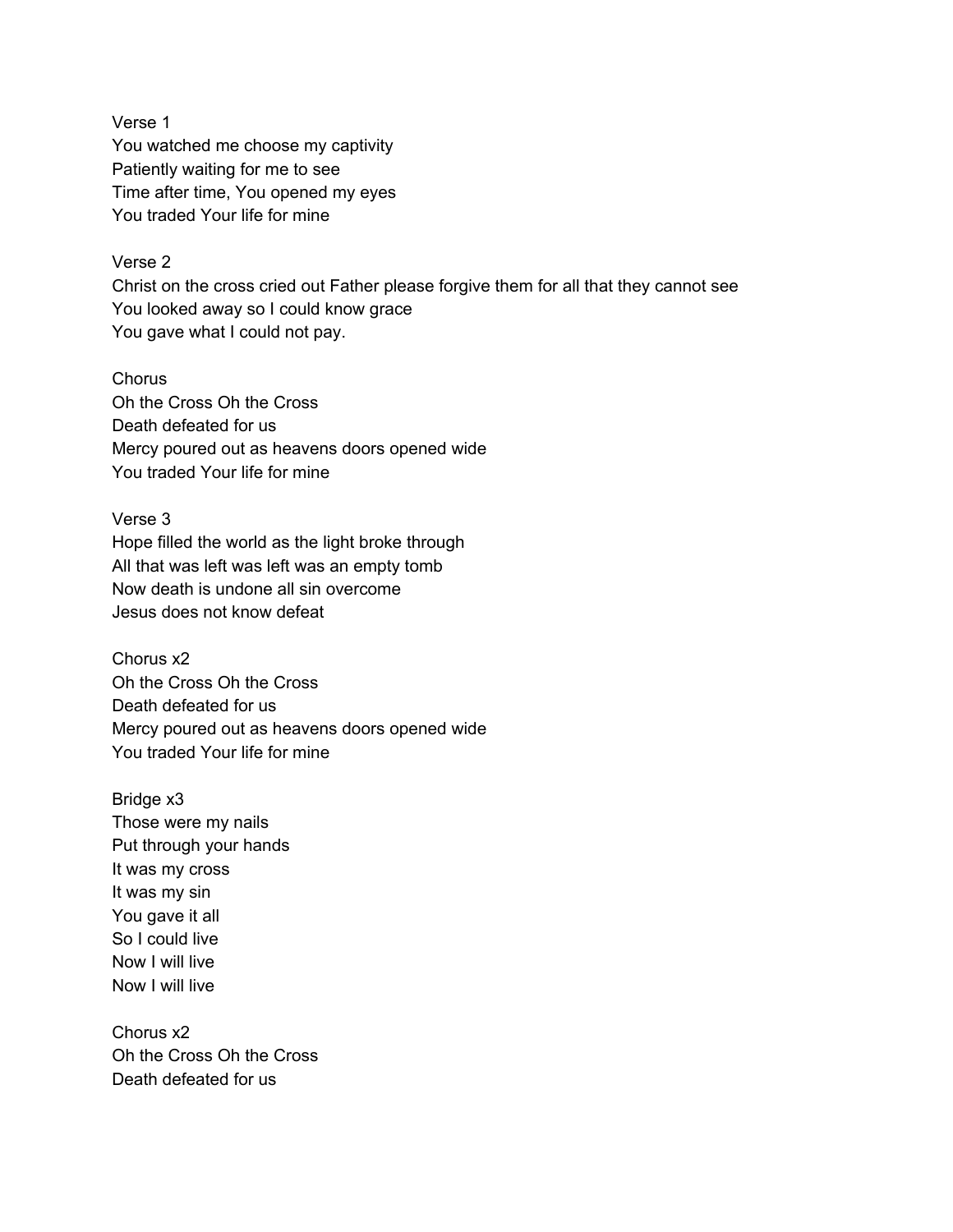Verse 1
You watched me choose my captivity
Patiently waiting for me to see
Time after time, You opened my eyes
You traded Your life for mine

Verse 2
Christ on the cross cried out Father please forgive them for all that they cannot see
You looked away so I could know grace
You gave what I could not pay.

Chorus
Oh the Cross Oh the Cross
Death defeated for us
Mercy poured out as heavens doors opened wide
You traded Your life for mine

Verse 3
Hope filled the world as the light broke through
All that was left was left was an empty tomb
Now death is undone all sin overcome
Jesus does not know defeat

Chorus x2
Oh the Cross Oh the Cross
Death defeated for us
Mercy poured out as heavens doors opened wide
You traded Your life for mine

Bridge x3
Those were my nails
Put through your hands
It was my cross
It was my sin
You gave it all
So I could live
Now I will live
Now I will live

Chorus x2
Oh the Cross Oh the Cross
Death defeated for us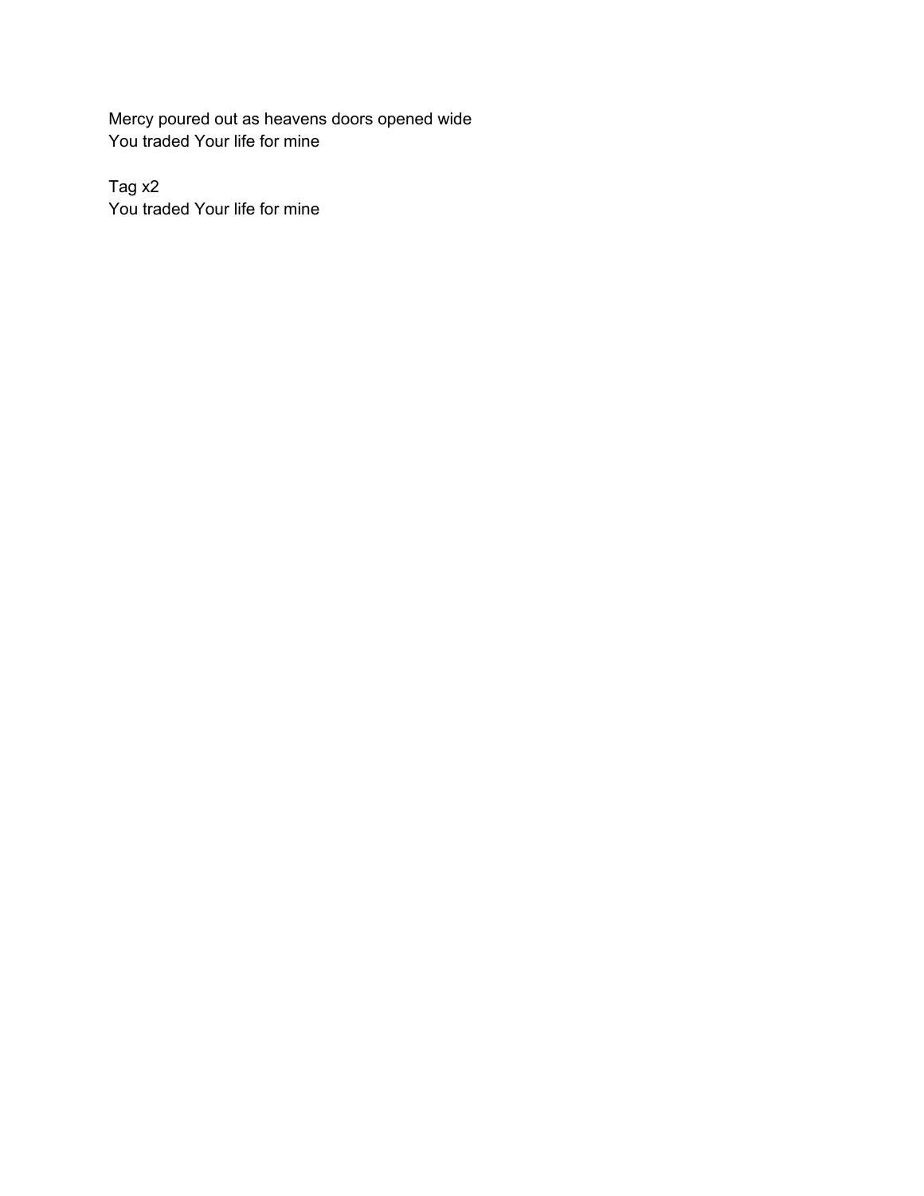Mercy poured out as heavens doors opened wide
You traded Your life for mine

Tag x2
You traded Your life for mine